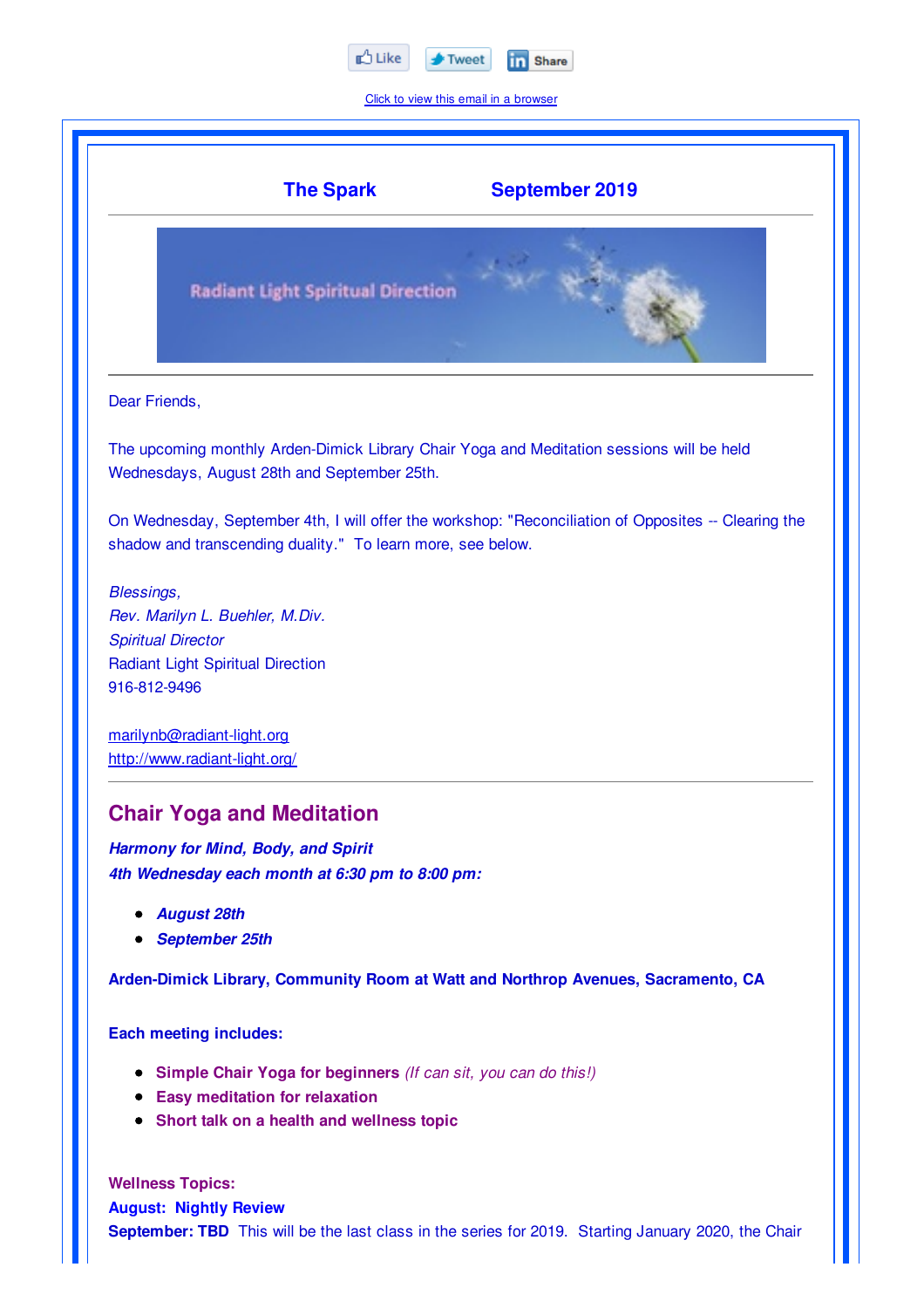Like Tweet Share

Click to view this email in a browser

**The Spark** **September 2019**

---

Dear Friends,

The upcoming monthly Arden-Dimick Library Chair Yoga and Meditation sessions will be held Wednesdays, August 28th and September 25th.

On Wednesday, September 4th, I will offer the workshop: "Reconciliation of Opposites -- Clearing the shadow and transcending duality." To learn more, see below.

*Blessings,*
*Rev. Marilyn L. Buehler, M.Div.*
*Spiritual Director*
Radiant Light Spiritual Direction
916-812-9496

marilynb@radiant-light.org
http://www.radiant-light.org/

---

## Chair Yoga and Meditation

***Harmony for Mind, Body, and Spirit***
***4th Wednesday each month at 6:30 pm to 8:00 pm:***

- ***August 28th***
- ***September 25th***

**Arden-Dimick Library, Community Room at Watt and Northrop Avenues, Sacramento, CA**

**Each meeting includes:**

- **Simple Chair Yoga for beginners** *(If can sit, you can do this!)*
- **Easy meditation for relaxation**
- **Short talk on a health and wellness topic**

**Wellness Topics:**
**August: Nightly Review**
**September: TBD** This will be the last class in the series for 2019. Starting January 2020, the Chair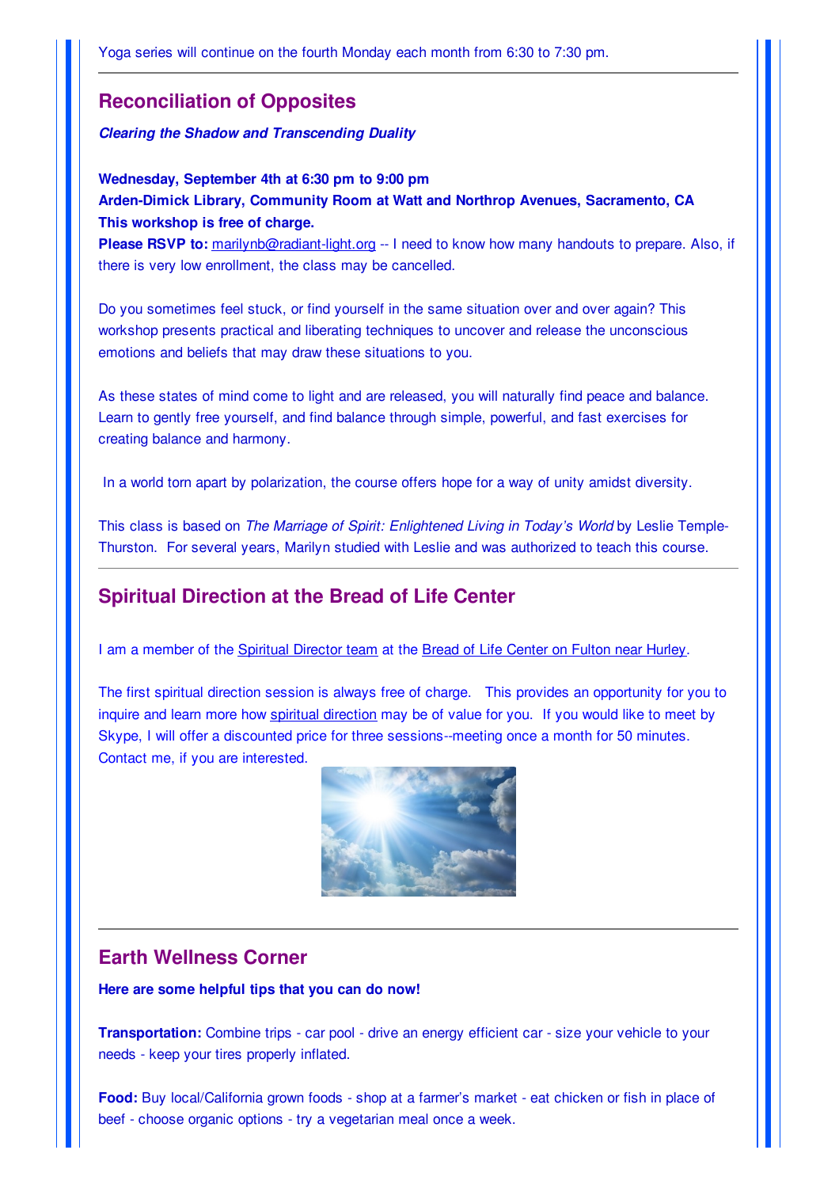Yoga series will continue on the fourth Monday each month from 6:30 to 7:30 pm.

---

## Reconciliation of Opposites

***Clearing the Shadow and Transcending Duality***

**Wednesday, September 4th at 6:30 pm to 9:00 pm**
**Arden-Dimick Library, Community Room at Watt and Northrop Avenues, Sacramento, CA**
**This workshop is free of charge.**
**Please RSVP to:** marilynb@radiant-light.org -- I need to know how many handouts to prepare. Also, if there is very low enrollment, the class may be cancelled.

Do you sometimes feel stuck, or find yourself in the same situation over and over again? This workshop presents practical and liberating techniques to uncover and release the unconscious emotions and beliefs that may draw these situations to you.

As these states of mind come to light and are released, you will naturally find peace and balance. Learn to gently free yourself, and find balance through simple, powerful, and fast exercises for creating balance and harmony.

In a world torn apart by polarization, the course offers hope for a way of unity amidst diversity.

This class is based on *The Marriage of Spirit: Enlightened Living in Today's World* by Leslie Temple-Thurston. For several years, Marilyn studied with Leslie and was authorized to teach this course.

---

## Spiritual Direction at the Bread of Life Center

I am a member of the Spiritual Director team at the Bread of Life Center on Fulton near Hurley.

The first spiritual direction session is always free of charge. This provides an opportunity for you to inquire and learn more how spiritual direction may be of value for you. If you would like to meet by Skype, I will offer a discounted price for three sessions--meeting once a month for 50 minutes. Contact me, if you are interested.

---

## Earth Wellness Corner

**Here are some helpful tips that you can do now!**

**Transportation:** Combine trips - car pool - drive an energy efficient car - size your vehicle to your needs - keep your tires properly inflated.

**Food:** Buy local/California grown foods - shop at a farmer's market - eat chicken or fish in place of beef - choose organic options - try a vegetarian meal once a week.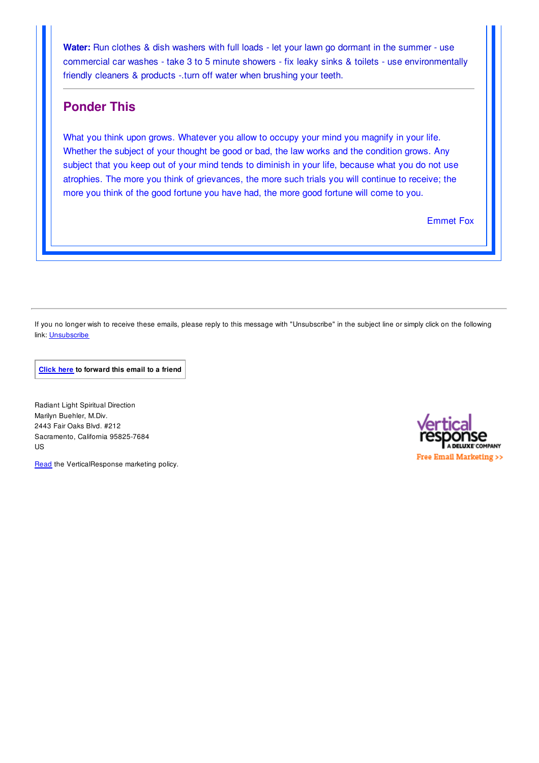**Water:** Run clothes & dish washers with full loads - let your lawn go dormant in the summer - use commercial car washes - take 3 to 5 minute showers - fix leaky sinks & toilets - use environmentally friendly cleaners & products -.turn off water when brushing your teeth.

---

## Ponder This

What you think upon grows. Whatever you allow to occupy your mind you magnify in your life. Whether the subject of your thought be good or bad, the law works and the condition grows. Any subject that you keep out of your mind tends to diminish in your life, because what you do not use atrophies. The more you think of grievances, the more such trials you will continue to receive; the more you think of the good fortune you have had, the more good fortune will come to you.

Emmet Fox

---

If you no longer wish to receive these emails, please reply to this message with "Unsubscribe" in the subject line or simply click on the following link: Unsubscribe

**Click here to forward this email to a friend**

Radiant Light Spiritual Direction
Marilyn Buehler, M.Div.
2443 Fair Oaks Blvd. #212
Sacramento, California 95825-7684
US

Read the VerticalResponse marketing policy.

Vertical response A DELUXE COMPANY
Free Email Marketing >>